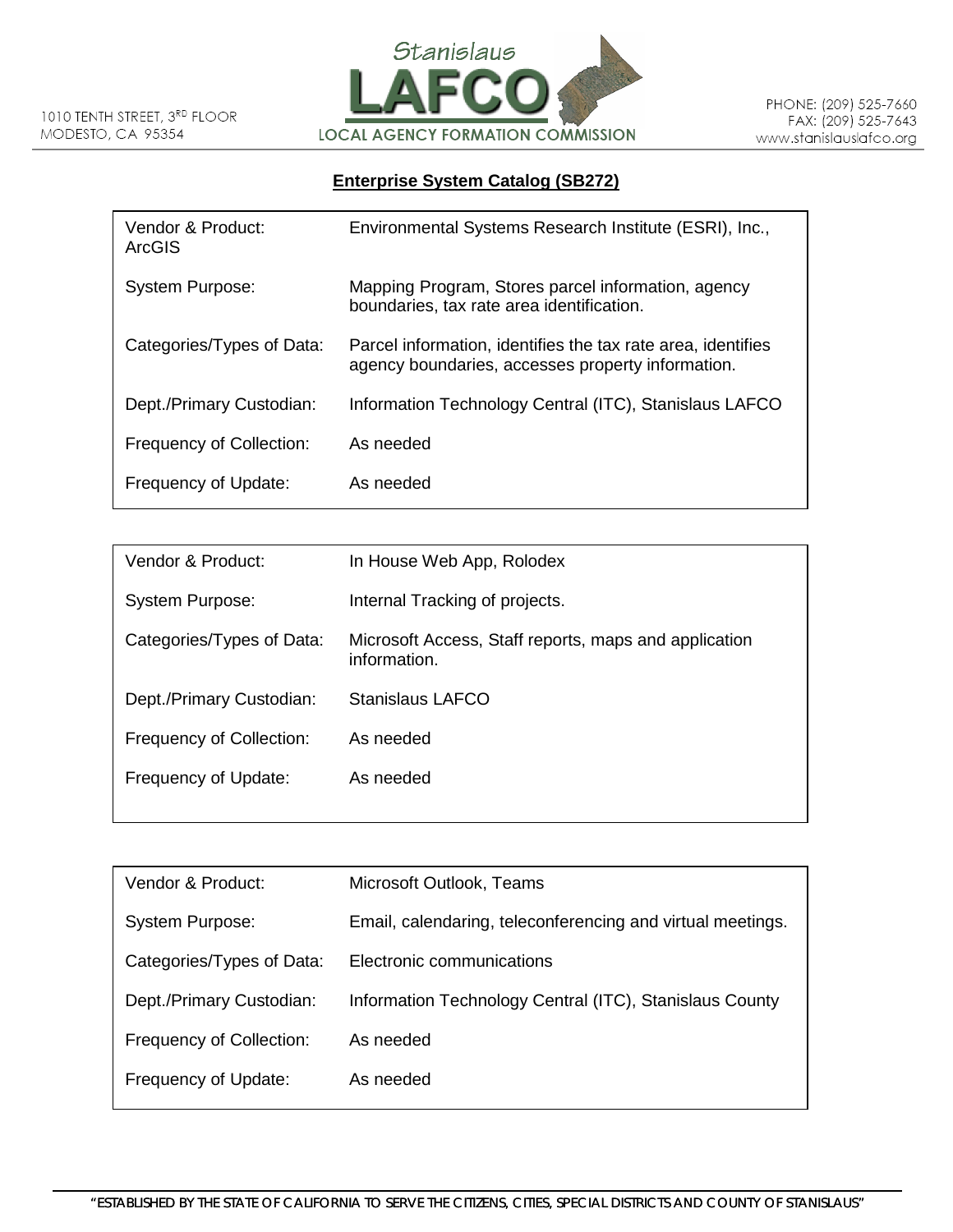1010 TENTH STREET, 3RD FLOOR
MODESTO, CA 95354

**Stanislaus LAFCO**
**LOCAL AGENCY FORMATION COMMISSION**

PHONE: (209) 525-7660
FAX: (209) 525-7643
www.stanislauslafco.org

## Enterprise System Catalog (SB272)

| | |
|---|---|
| Vendor & Product: ArcGIS | Environmental Systems Research Institute (ESRI), Inc., |
| System Purpose: | Mapping Program, Stores parcel information, agency boundaries, tax rate area identification. |
| Categories/Types of Data: | Parcel information, identifies the tax rate area, identifies agency boundaries, accesses property information. |
| Dept./Primary Custodian: | Information Technology Central (ITC), Stanislaus LAFCO |
| Frequency of Collection: | As needed |
| Frequency of Update: | As needed |

| | |
|---|---|
| Vendor & Product: | In House Web App, Rolodex |
| System Purpose: | Internal Tracking of projects. |
| Categories/Types of Data: | Microsoft Access, Staff reports, maps and application information. |
| Dept./Primary Custodian: | Stanislaus LAFCO |
| Frequency of Collection: | As needed |
| Frequency of Update: | As needed |

| | |
|---|---|
| Vendor & Product: | Microsoft Outlook, Teams |
| System Purpose: | Email, calendaring, teleconferencing and virtual meetings. |
| Categories/Types of Data: | Electronic communications |
| Dept./Primary Custodian: | Information Technology Central (ITC), Stanislaus County |
| Frequency of Collection: | As needed |
| Frequency of Update: | As needed |

"ESTABLISHED BY THE STATE OF CALIFORNIA TO SERVE THE CITIZENS, CITIES, SPECIAL DISTRICTS AND COUNTY OF STANISLAUS"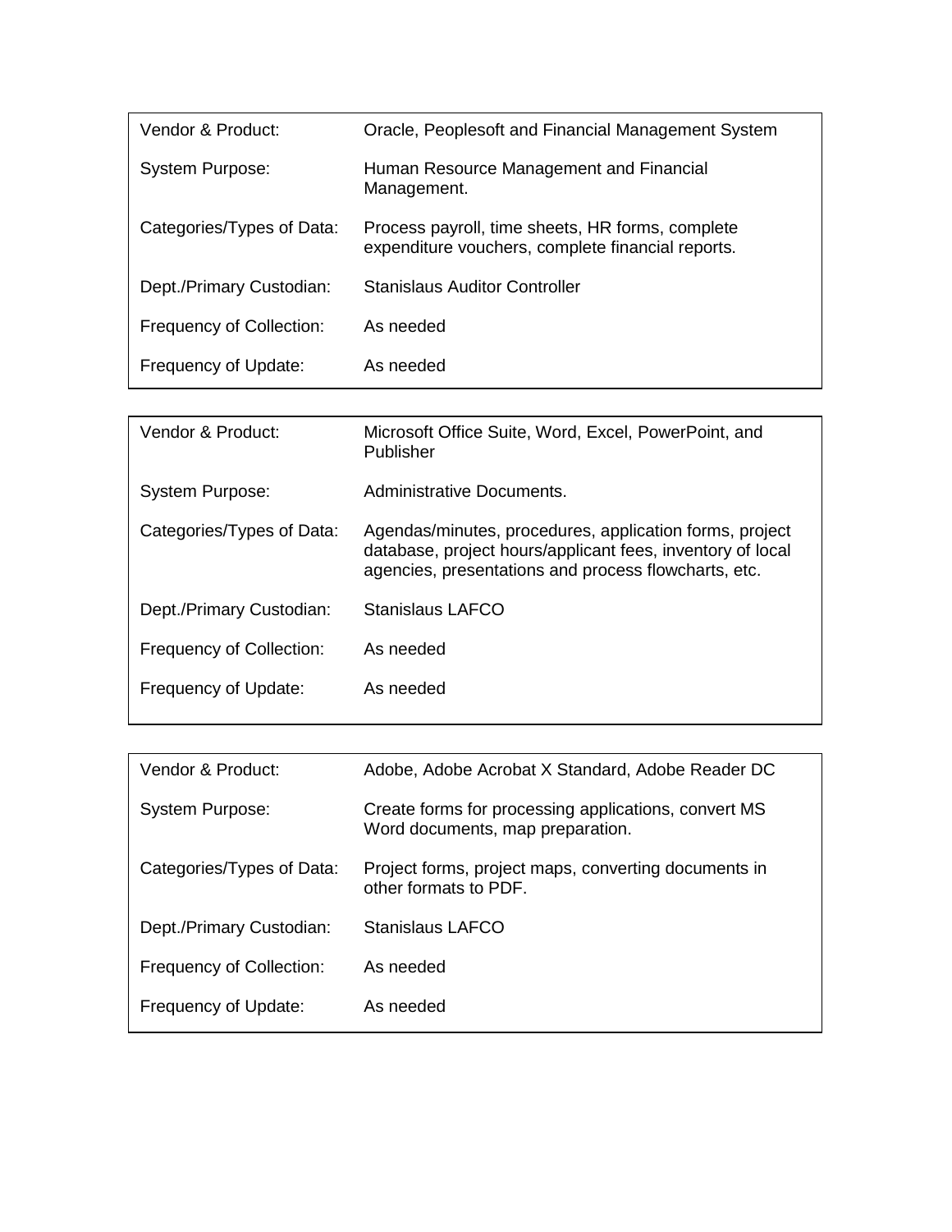| | |
|---|---|
| Vendor & Product: | Oracle, Peoplesoft and Financial Management System |
| System Purpose: | Human Resource Management and Financial Management. |
| Categories/Types of Data: | Process payroll, time sheets, HR forms, complete expenditure vouchers, complete financial reports. |
| Dept./Primary Custodian: | Stanislaus Auditor Controller |
| Frequency of Collection: | As needed |
| Frequency of Update: | As needed |

| | |
|---|---|
| Vendor & Product: | Microsoft Office Suite, Word, Excel, PowerPoint, and Publisher |
| System Purpose: | Administrative Documents. |
| Categories/Types of Data: | Agendas/minutes, procedures, application forms, project database, project hours/applicant fees, inventory of local agencies, presentations and process flowcharts, etc. |
| Dept./Primary Custodian: | Stanislaus LAFCO |
| Frequency of Collection: | As needed |
| Frequency of Update: | As needed |

| | |
|---|---|
| Vendor & Product: | Adobe, Adobe Acrobat X Standard, Adobe Reader DC |
| System Purpose: | Create forms for processing applications, convert MS Word documents, map preparation. |
| Categories/Types of Data: | Project forms, project maps, converting documents in other formats to PDF. |
| Dept./Primary Custodian: | Stanislaus LAFCO |
| Frequency of Collection: | As needed |
| Frequency of Update: | As needed |